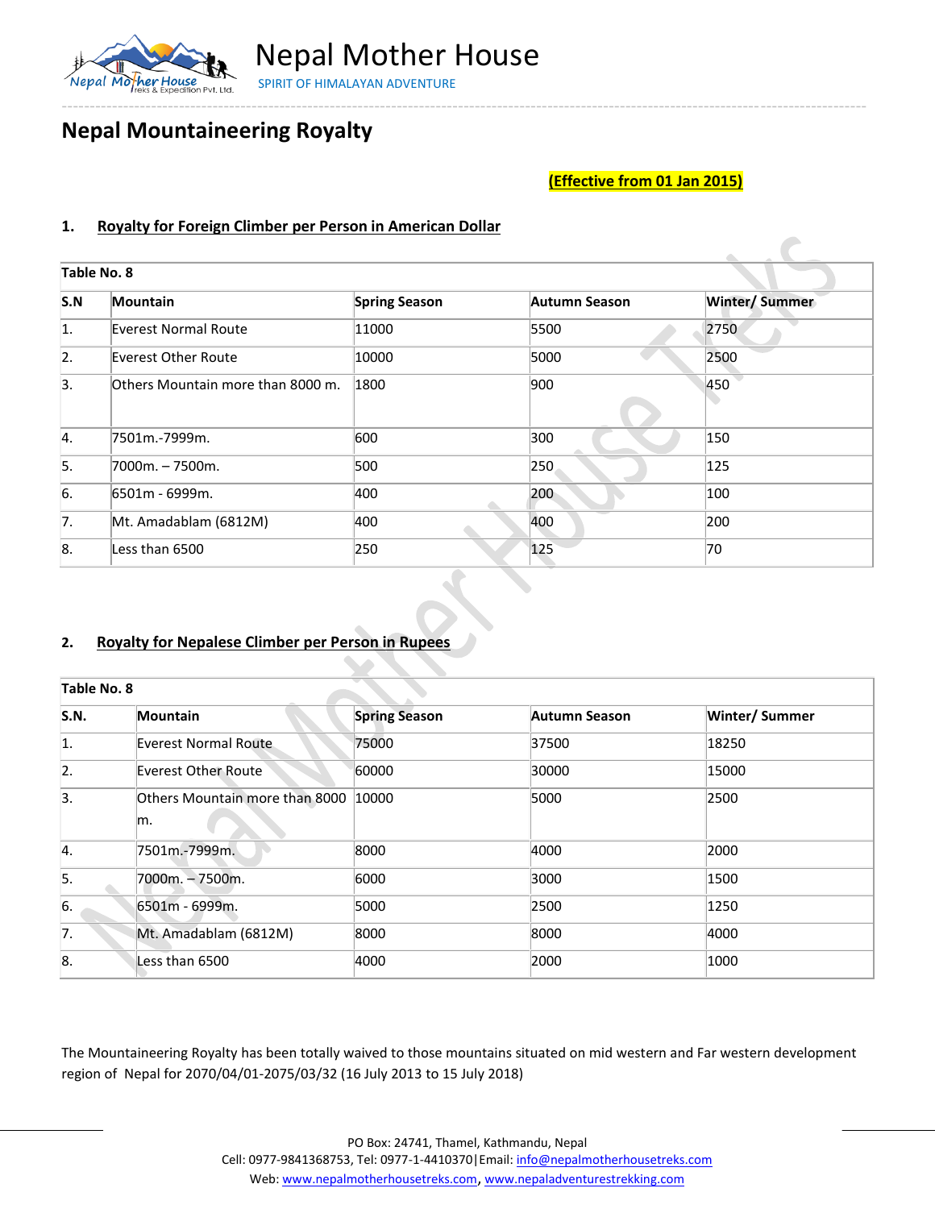# Nepal Mother House

SPIRIT OF HIMALAYAN ADVENTURE

## Nepal Mountaineering Royalty

**(Effective from 01 Jan 2015)**

### 1. Royalty for Foreign Climber per Person in American Dollar

**Table No. 8**

| S.N | Mountain | Spring Season | Autumn Season | Winter/ Summer |
|---|---|---|---|---|
| 1. | Everest Normal Route | 11000 | 5500 | 2750 |
| 2. | Everest Other Route | 10000 | 5000 | 2500 |
| 3. | Others Mountain more than 8000 m. | 1800 | 900 | 450 |
| 4. | 7501m.-7999m. | 600 | 300 | 150 |
| 5. | 7000m. – 7500m. | 500 | 250 | 125 |
| 6. | 6501m - 6999m. | 400 | 200 | 100 |
| 7. | Mt. Amadablam (6812M) | 400 | 400 | 200 |
| 8. | Less than 6500 | 250 | 125 | 70 |

### 2. Royalty for Nepalese Climber per Person in Rupees

**Table No. 8**

| S.N. | Mountain | Spring Season | Autumn Season | Winter/ Summer |
|---|---|---|---|---|
| 1. | Everest Normal Route | 75000 | 37500 | 18250 |
| 2. | Everest Other Route | 60000 | 30000 | 15000 |
| 3. | Others Mountain more than 8000 m. | 10000 | 5000 | 2500 |
| 4. | 7501m.-7999m. | 8000 | 4000 | 2000 |
| 5. | 7000m. – 7500m. | 6000 | 3000 | 1500 |
| 6. | 6501m - 6999m. | 5000 | 2500 | 1250 |
| 7. | Mt. Amadablam (6812M) | 8000 | 8000 | 4000 |
| 8. | Less than 6500 | 4000 | 2000 | 1000 |

The Mountaineering Royalty has been totally waived to those mountains situated on mid western and Far western development region of Nepal for 2070/04/01-2075/03/32 (16 July 2013 to 15 July 2018)

PO Box: 24741, Thamel, Kathmandu, Nepal
Cell: 0977-9841368753, Tel: 0977-1-4410370|Email: info@nepalmotherhousetreks.com
Web: www.nepalmotherhousetreks.com, www.nepaladventurestrekking.com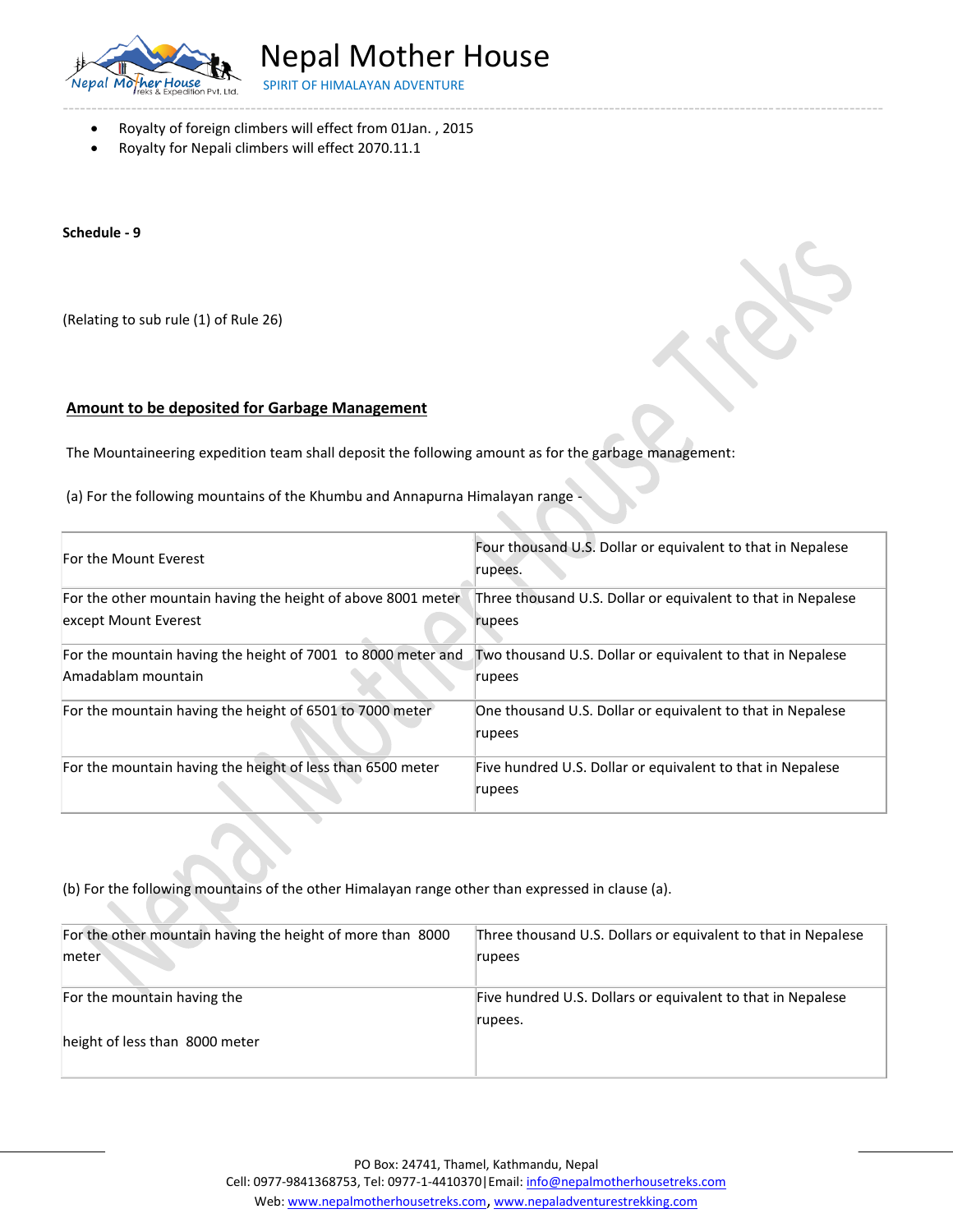- Royalty of foreign climbers will effect from 01Jan. , 2015
- Royalty for Nepali climbers will effect 2070.11.1

**Schedule - 9**

(Relating to sub rule (1) of Rule 26)

**Amount to be deposited for Garbage Management**

The Mountaineering expedition team shall deposit the following amount as for the garbage management:

(a) For the following mountains of the Khumbu and Annapurna Himalayan range -

| | |
|---|---|
| For the Mount Everest | Four thousand U.S. Dollar or equivalent to that in Nepalese rupees. |
| For the other mountain having the height of above 8001 meter except Mount Everest | Three thousand U.S. Dollar or equivalent to that in Nepalese rupees |
| For the mountain having the height of 7001 to 8000 meter and Amadablam mountain | Two thousand U.S. Dollar or equivalent to that in Nepalese rupees |
| For the mountain having the height of 6501 to 7000 meter | One thousand U.S. Dollar or equivalent to that in Nepalese rupees |
| For the mountain having the height of less than 6500 meter | Five hundred U.S. Dollar or equivalent to that in Nepalese rupees |

(b) For the following mountains of the other Himalayan range other than expressed in clause (a).

| | |
|---|---|
| For the other mountain having the height of more than 8000 meter | Three thousand U.S. Dollars or equivalent to that in Nepalese rupees |
| For the mountain having the height of less than 8000 meter | Five hundred U.S. Dollars or equivalent to that in Nepalese rupees. |